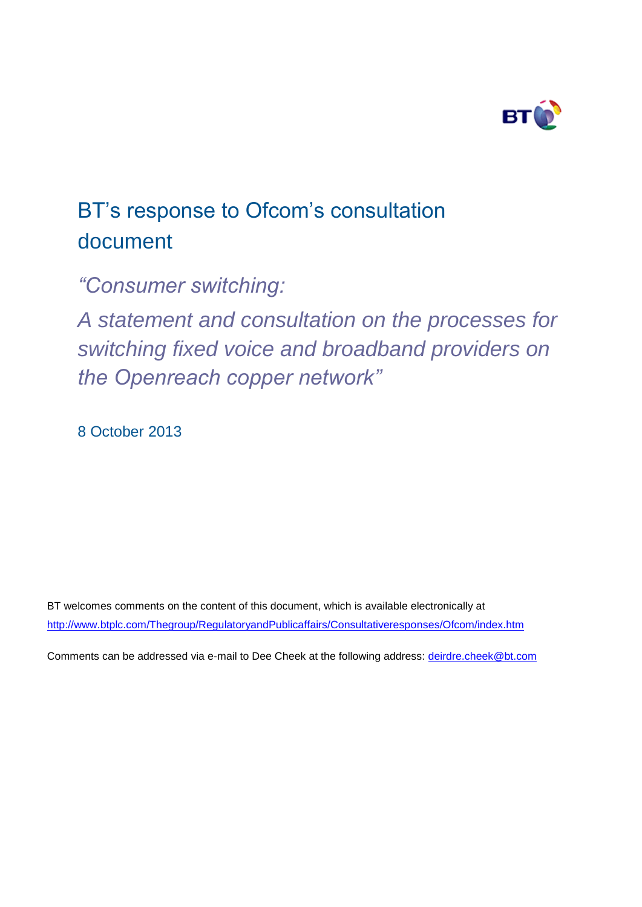# BT's response to Ofcom's consultation document

## *"Consumer switching:*

## *A statement and consultation on the processes for switching fixed voice and broadband providers on the Openreach copper network"*

8 October 2013

BT welcomes comments on the content of this document, which is available electronically at http://www.btplc.com/Thegroup/RegulatoryandPublicaffairs/Consultativeresponses/Ofcom/index.htm

Comments can be addressed via e-mail to Dee Cheek at the following address: deirdre.cheek@bt.com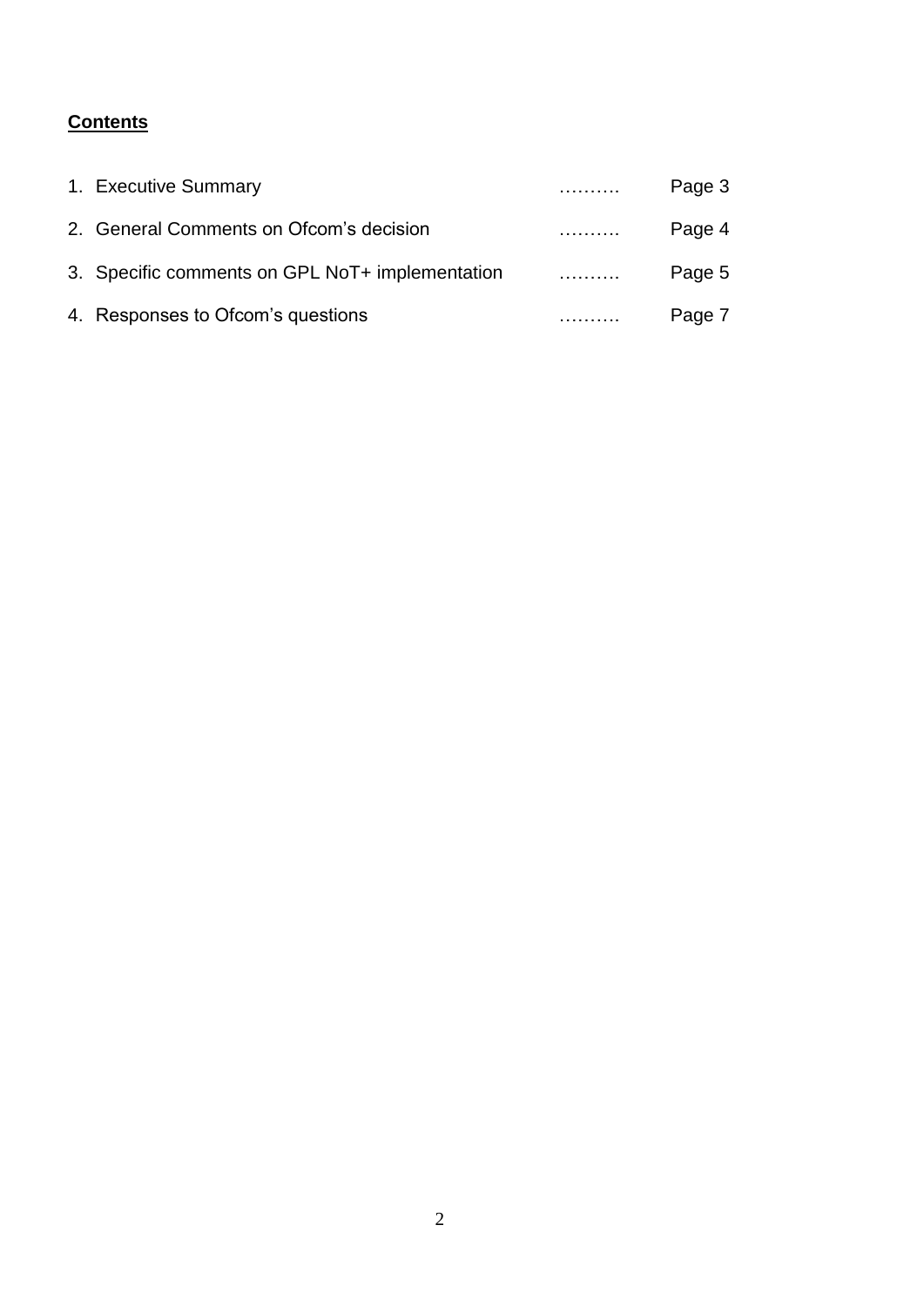**Contents**

1. Executive Summary ………. Page 3
2. General Comments on Ofcom's decision ………. Page 4
3. Specific comments on GPL NoT+ implementation ………. Page 5
4. Responses to Ofcom's questions ………. Page 7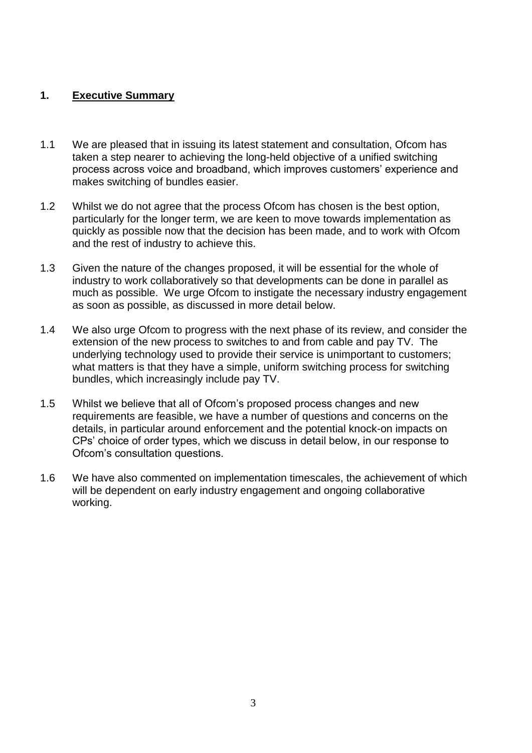## 1. Executive Summary

1.1 We are pleased that in issuing its latest statement and consultation, Ofcom has taken a step nearer to achieving the long-held objective of a unified switching process across voice and broadband, which improves customers' experience and makes switching of bundles easier.

1.2 Whilst we do not agree that the process Ofcom has chosen is the best option, particularly for the longer term, we are keen to move towards implementation as quickly as possible now that the decision has been made, and to work with Ofcom and the rest of industry to achieve this.

1.3 Given the nature of the changes proposed, it will be essential for the whole of industry to work collaboratively so that developments can be done in parallel as much as possible. We urge Ofcom to instigate the necessary industry engagement as soon as possible, as discussed in more detail below.

1.4 We also urge Ofcom to progress with the next phase of its review, and consider the extension of the new process to switches to and from cable and pay TV. The underlying technology used to provide their service is unimportant to customers; what matters is that they have a simple, uniform switching process for switching bundles, which increasingly include pay TV.

1.5 Whilst we believe that all of Ofcom's proposed process changes and new requirements are feasible, we have a number of questions and concerns on the details, in particular around enforcement and the potential knock-on impacts on CPs' choice of order types, which we discuss in detail below, in our response to Ofcom's consultation questions.

1.6 We have also commented on implementation timescales, the achievement of which will be dependent on early industry engagement and ongoing collaborative working.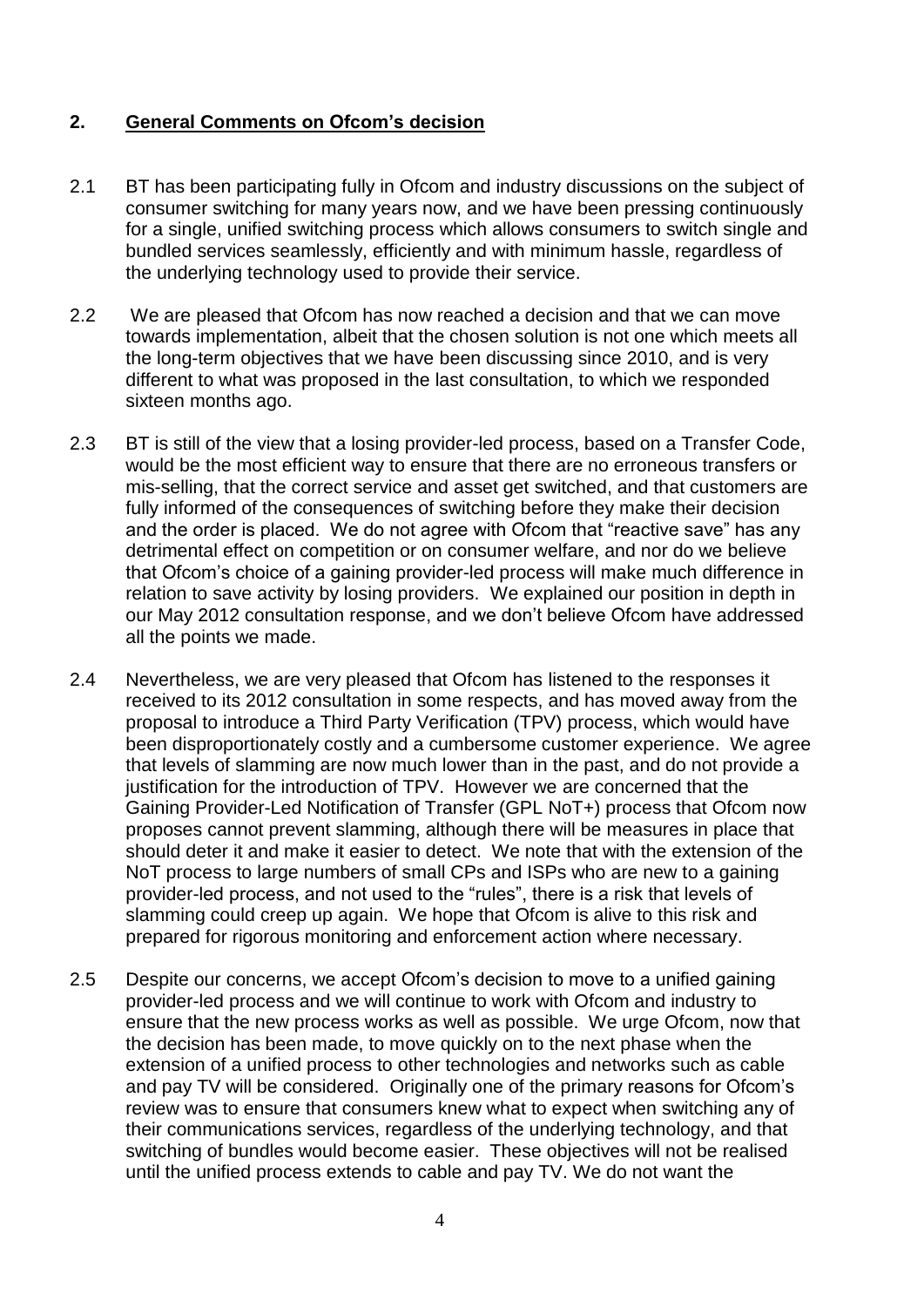## 2. General Comments on Ofcom's decision

2.1 BT has been participating fully in Ofcom and industry discussions on the subject of consumer switching for many years now, and we have been pressing continuously for a single, unified switching process which allows consumers to switch single and bundled services seamlessly, efficiently and with minimum hassle, regardless of the underlying technology used to provide their service.

2.2 We are pleased that Ofcom has now reached a decision and that we can move towards implementation, albeit that the chosen solution is not one which meets all the long-term objectives that we have been discussing since 2010, and is very different to what was proposed in the last consultation, to which we responded sixteen months ago.

2.3 BT is still of the view that a losing provider-led process, based on a Transfer Code, would be the most efficient way to ensure that there are no erroneous transfers or mis-selling, that the correct service and asset get switched, and that customers are fully informed of the consequences of switching before they make their decision and the order is placed. We do not agree with Ofcom that "reactive save" has any detrimental effect on competition or on consumer welfare, and nor do we believe that Ofcom's choice of a gaining provider-led process will make much difference in relation to save activity by losing providers. We explained our position in depth in our May 2012 consultation response, and we don't believe Ofcom have addressed all the points we made.

2.4 Nevertheless, we are very pleased that Ofcom has listened to the responses it received to its 2012 consultation in some respects, and has moved away from the proposal to introduce a Third Party Verification (TPV) process, which would have been disproportionately costly and a cumbersome customer experience. We agree that levels of slamming are now much lower than in the past, and do not provide a justification for the introduction of TPV. However we are concerned that the Gaining Provider-Led Notification of Transfer (GPL NoT+) process that Ofcom now proposes cannot prevent slamming, although there will be measures in place that should deter it and make it easier to detect. We note that with the extension of the NoT process to large numbers of small CPs and ISPs who are new to a gaining provider-led process, and not used to the "rules", there is a risk that levels of slamming could creep up again. We hope that Ofcom is alive to this risk and prepared for rigorous monitoring and enforcement action where necessary.

2.5 Despite our concerns, we accept Ofcom's decision to move to a unified gaining provider-led process and we will continue to work with Ofcom and industry to ensure that the new process works as well as possible. We urge Ofcom, now that the decision has been made, to move quickly on to the next phase when the extension of a unified process to other technologies and networks such as cable and pay TV will be considered. Originally one of the primary reasons for Ofcom's review was to ensure that consumers knew what to expect when switching any of their communications services, regardless of the underlying technology, and that switching of bundles would become easier. These objectives will not be realised until the unified process extends to cable and pay TV. We do not want the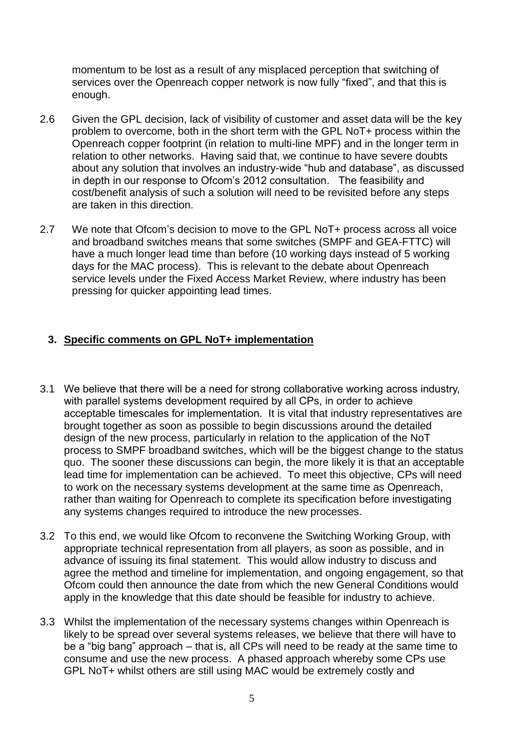momentum to be lost as a result of any misplaced perception that switching of services over the Openreach copper network is now fully "fixed", and that this is enough.

2.6 Given the GPL decision, lack of visibility of customer and asset data will be the key problem to overcome, both in the short term with the GPL NoT+ process within the Openreach copper footprint (in relation to multi-line MPF) and in the longer term in relation to other networks. Having said that, we continue to have severe doubts about any solution that involves an industry-wide "hub and database", as discussed in depth in our response to Ofcom's 2012 consultation. The feasibility and cost/benefit analysis of such a solution will need to be revisited before any steps are taken in this direction.

2.7 We note that Ofcom's decision to move to the GPL NoT+ process across all voice and broadband switches means that some switches (SMPF and GEA-FTTC) will have a much longer lead time than before (10 working days instead of 5 working days for the MAC process). This is relevant to the debate about Openreach service levels under the Fixed Access Market Review, where industry has been pressing for quicker appointing lead times.

## 3. Specific comments on GPL NoT+ implementation

3.1 We believe that there will be a need for strong collaborative working across industry, with parallel systems development required by all CPs, in order to achieve acceptable timescales for implementation. It is vital that industry representatives are brought together as soon as possible to begin discussions around the detailed design of the new process, particularly in relation to the application of the NoT process to SMPF broadband switches, which will be the biggest change to the status quo. The sooner these discussions can begin, the more likely it is that an acceptable lead time for implementation can be achieved. To meet this objective, CPs will need to work on the necessary systems development at the same time as Openreach, rather than waiting for Openreach to complete its specification before investigating any systems changes required to introduce the new processes.

3.2 To this end, we would like Ofcom to reconvene the Switching Working Group, with appropriate technical representation from all players, as soon as possible, and in advance of issuing its final statement. This would allow industry to discuss and agree the method and timeline for implementation, and ongoing engagement, so that Ofcom could then announce the date from which the new General Conditions would apply in the knowledge that this date should be feasible for industry to achieve.

3.3 Whilst the implementation of the necessary systems changes within Openreach is likely to be spread over several systems releases, we believe that there will have to be a "big bang" approach – that is, all CPs will need to be ready at the same time to consume and use the new process. A phased approach whereby some CPs use GPL NoT+ whilst others are still using MAC would be extremely costly and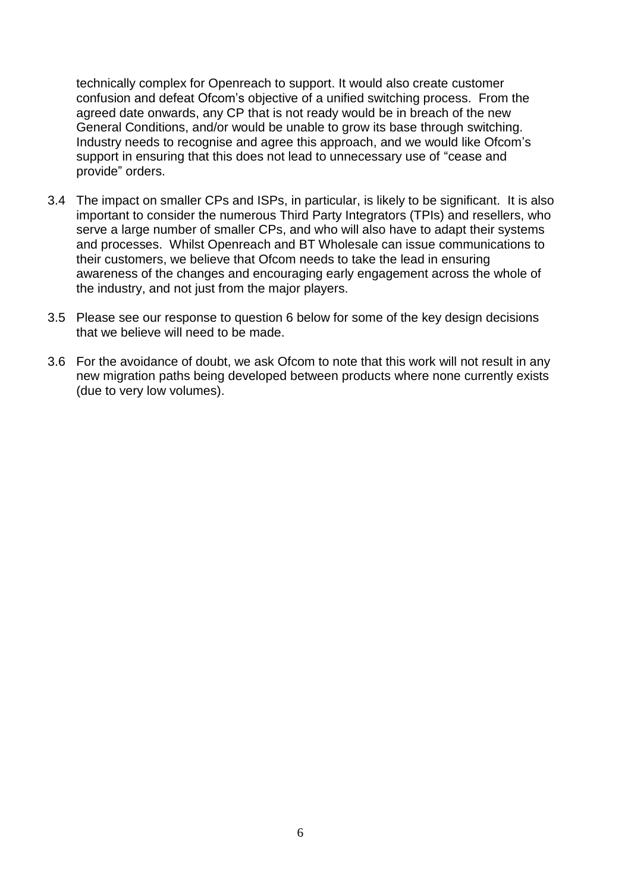technically complex for Openreach to support. It would also create customer confusion and defeat Ofcom's objective of a unified switching process. From the agreed date onwards, any CP that is not ready would be in breach of the new General Conditions, and/or would be unable to grow its base through switching. Industry needs to recognise and agree this approach, and we would like Ofcom's support in ensuring that this does not lead to unnecessary use of "cease and provide" orders.

3.4 The impact on smaller CPs and ISPs, in particular, is likely to be significant. It is also important to consider the numerous Third Party Integrators (TPIs) and resellers, who serve a large number of smaller CPs, and who will also have to adapt their systems and processes. Whilst Openreach and BT Wholesale can issue communications to their customers, we believe that Ofcom needs to take the lead in ensuring awareness of the changes and encouraging early engagement across the whole of the industry, and not just from the major players.

3.5 Please see our response to question 6 below for some of the key design decisions that we believe will need to be made.

3.6 For the avoidance of doubt, we ask Ofcom to note that this work will not result in any new migration paths being developed between products where none currently exists (due to very low volumes).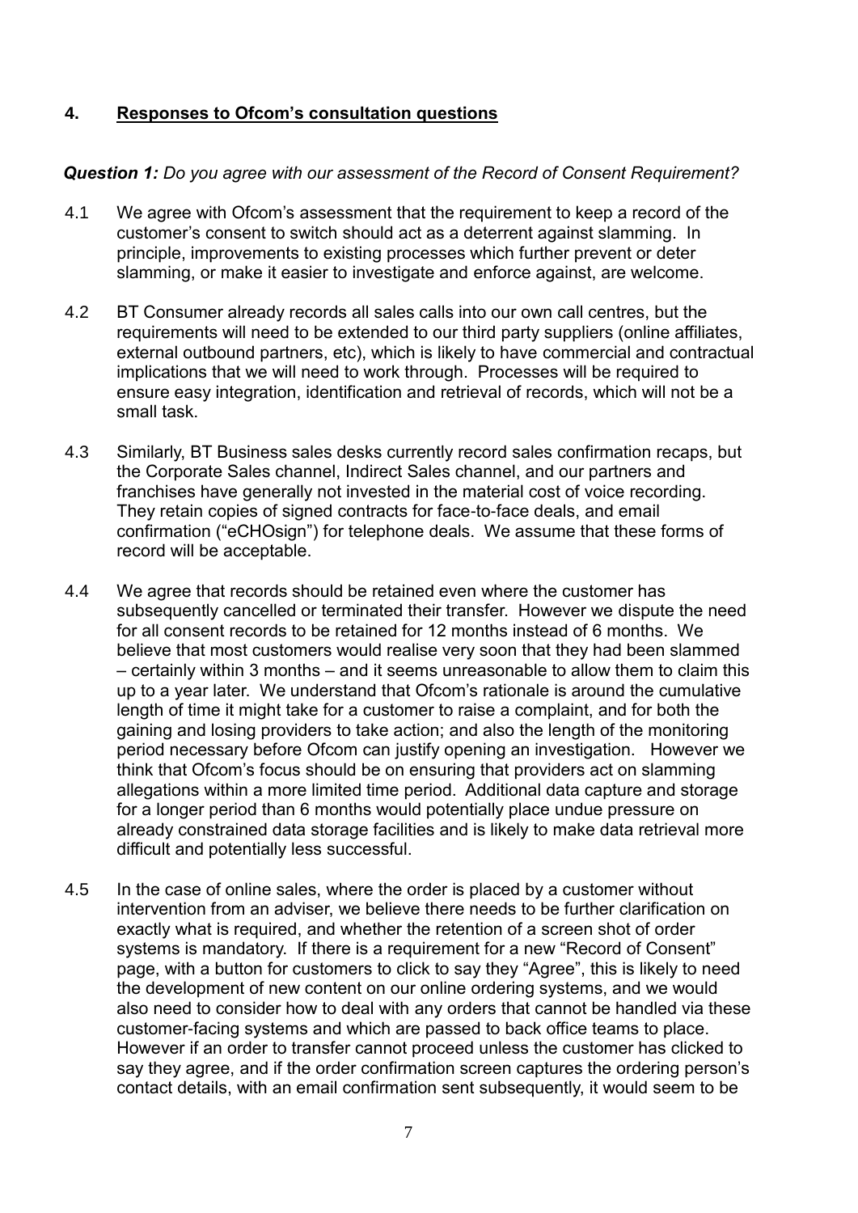## 4. Responses to Ofcom's consultation questions

***Question 1:*** *Do you agree with our assessment of the Record of Consent Requirement?*

4.1 We agree with Ofcom's assessment that the requirement to keep a record of the customer's consent to switch should act as a deterrent against slamming. In principle, improvements to existing processes which further prevent or deter slamming, or make it easier to investigate and enforce against, are welcome.

4.2 BT Consumer already records all sales calls into our own call centres, but the requirements will need to be extended to our third party suppliers (online affiliates, external outbound partners, etc), which is likely to have commercial and contractual implications that we will need to work through. Processes will be required to ensure easy integration, identification and retrieval of records, which will not be a small task.

4.3 Similarly, BT Business sales desks currently record sales confirmation recaps, but the Corporate Sales channel, Indirect Sales channel, and our partners and franchises have generally not invested in the material cost of voice recording. They retain copies of signed contracts for face-to-face deals, and email confirmation ("eCHOsign") for telephone deals. We assume that these forms of record will be acceptable.

4.4 We agree that records should be retained even where the customer has subsequently cancelled or terminated their transfer. However we dispute the need for all consent records to be retained for 12 months instead of 6 months. We believe that most customers would realise very soon that they had been slammed – certainly within 3 months – and it seems unreasonable to allow them to claim this up to a year later. We understand that Ofcom's rationale is around the cumulative length of time it might take for a customer to raise a complaint, and for both the gaining and losing providers to take action; and also the length of the monitoring period necessary before Ofcom can justify opening an investigation. However we think that Ofcom's focus should be on ensuring that providers act on slamming allegations within a more limited time period. Additional data capture and storage for a longer period than 6 months would potentially place undue pressure on already constrained data storage facilities and is likely to make data retrieval more difficult and potentially less successful.

4.5 In the case of online sales, where the order is placed by a customer without intervention from an adviser, we believe there needs to be further clarification on exactly what is required, and whether the retention of a screen shot of order systems is mandatory. If there is a requirement for a new "Record of Consent" page, with a button for customers to click to say they "Agree", this is likely to need the development of new content on our online ordering systems, and we would also need to consider how to deal with any orders that cannot be handled via these customer-facing systems and which are passed to back office teams to place. However if an order to transfer cannot proceed unless the customer has clicked to say they agree, and if the order confirmation screen captures the ordering person's contact details, with an email confirmation sent subsequently, it would seem to be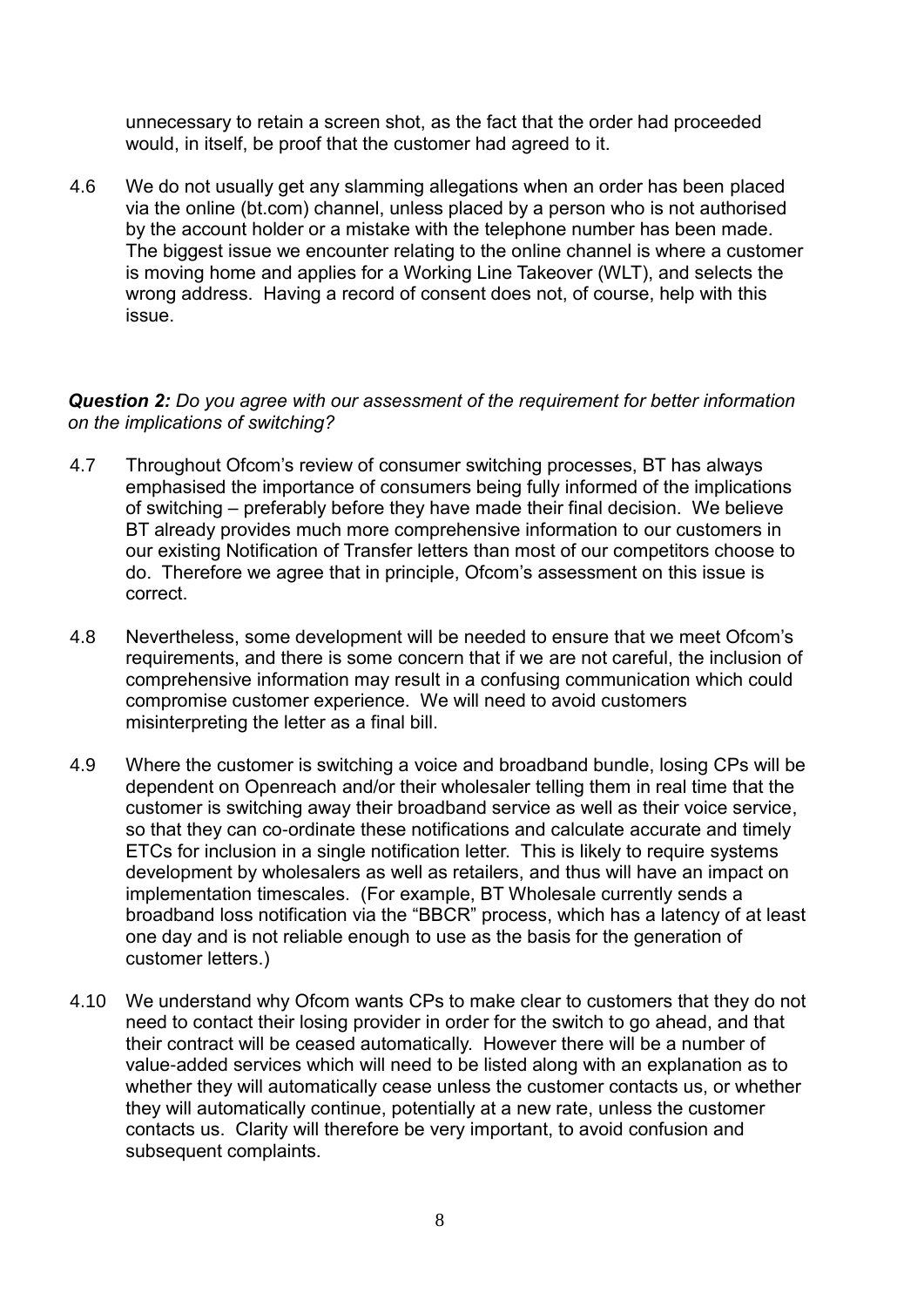unnecessary to retain a screen shot, as the fact that the order had proceeded would, in itself, be proof that the customer had agreed to it.

4.6 We do not usually get any slamming allegations when an order has been placed via the online (bt.com) channel, unless placed by a person who is not authorised by the account holder or a mistake with the telephone number has been made. The biggest issue we encounter relating to the online channel is where a customer is moving home and applies for a Working Line Takeover (WLT), and selects the wrong address. Having a record of consent does not, of course, help with this issue.

***Question 2:*** *Do you agree with our assessment of the requirement for better information on the implications of switching?*

4.7 Throughout Ofcom's review of consumer switching processes, BT has always emphasised the importance of consumers being fully informed of the implications of switching – preferably before they have made their final decision. We believe BT already provides much more comprehensive information to our customers in our existing Notification of Transfer letters than most of our competitors choose to do. Therefore we agree that in principle, Ofcom's assessment on this issue is correct.

4.8 Nevertheless, some development will be needed to ensure that we meet Ofcom's requirements, and there is some concern that if we are not careful, the inclusion of comprehensive information may result in a confusing communication which could compromise customer experience. We will need to avoid customers misinterpreting the letter as a final bill.

4.9 Where the customer is switching a voice and broadband bundle, losing CPs will be dependent on Openreach and/or their wholesaler telling them in real time that the customer is switching away their broadband service as well as their voice service, so that they can co-ordinate these notifications and calculate accurate and timely ETCs for inclusion in a single notification letter. This is likely to require systems development by wholesalers as well as retailers, and thus will have an impact on implementation timescales. (For example, BT Wholesale currently sends a broadband loss notification via the "BBCR" process, which has a latency of at least one day and is not reliable enough to use as the basis for the generation of customer letters.)

4.10 We understand why Ofcom wants CPs to make clear to customers that they do not need to contact their losing provider in order for the switch to go ahead, and that their contract will be ceased automatically. However there will be a number of value-added services which will need to be listed along with an explanation as to whether they will automatically cease unless the customer contacts us, or whether they will automatically continue, potentially at a new rate, unless the customer contacts us. Clarity will therefore be very important, to avoid confusion and subsequent complaints.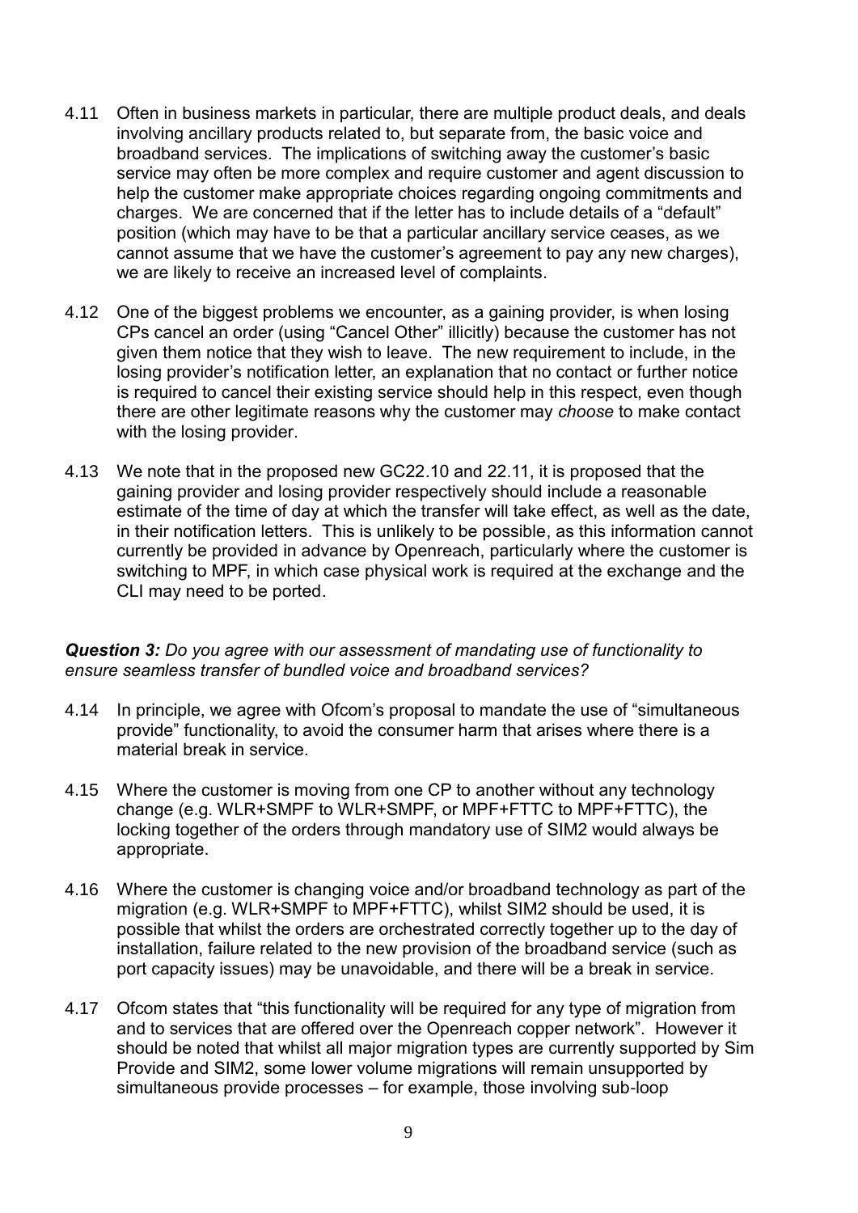4.11 Often in business markets in particular, there are multiple product deals, and deals involving ancillary products related to, but separate from, the basic voice and broadband services. The implications of switching away the customer's basic service may often be more complex and require customer and agent discussion to help the customer make appropriate choices regarding ongoing commitments and charges. We are concerned that if the letter has to include details of a "default" position (which may have to be that a particular ancillary service ceases, as we cannot assume that we have the customer's agreement to pay any new charges), we are likely to receive an increased level of complaints.

4.12 One of the biggest problems we encounter, as a gaining provider, is when losing CPs cancel an order (using "Cancel Other" illicitly) because the customer has not given them notice that they wish to leave. The new requirement to include, in the losing provider's notification letter, an explanation that no contact or further notice is required to cancel their existing service should help in this respect, even though there are other legitimate reasons why the customer may *choose* to make contact with the losing provider.

4.13 We note that in the proposed new GC22.10 and 22.11, it is proposed that the gaining provider and losing provider respectively should include a reasonable estimate of the time of day at which the transfer will take effect, as well as the date, in their notification letters. This is unlikely to be possible, as this information cannot currently be provided in advance by Openreach, particularly where the customer is switching to MPF, in which case physical work is required at the exchange and the CLI may need to be ported.

***Question 3:*** *Do you agree with our assessment of mandating use of functionality to ensure seamless transfer of bundled voice and broadband services?*

4.14 In principle, we agree with Ofcom's proposal to mandate the use of "simultaneous provide" functionality, to avoid the consumer harm that arises where there is a material break in service.

4.15 Where the customer is moving from one CP to another without any technology change (e.g. WLR+SMPF to WLR+SMPF, or MPF+FTTC to MPF+FTTC), the locking together of the orders through mandatory use of SIM2 would always be appropriate.

4.16 Where the customer is changing voice and/or broadband technology as part of the migration (e.g. WLR+SMPF to MPF+FTTC), whilst SIM2 should be used, it is possible that whilst the orders are orchestrated correctly together up to the day of installation, failure related to the new provision of the broadband service (such as port capacity issues) may be unavoidable, and there will be a break in service.

4.17 Ofcom states that "this functionality will be required for any type of migration from and to services that are offered over the Openreach copper network". However it should be noted that whilst all major migration types are currently supported by Sim Provide and SIM2, some lower volume migrations will remain unsupported by simultaneous provide processes – for example, those involving sub-loop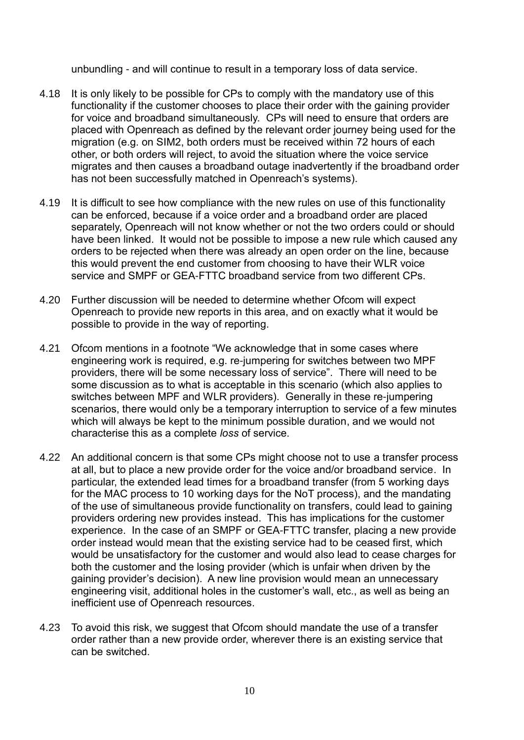unbundling - and will continue to result in a temporary loss of data service.

4.18 It is only likely to be possible for CPs to comply with the mandatory use of this functionality if the customer chooses to place their order with the gaining provider for voice and broadband simultaneously. CPs will need to ensure that orders are placed with Openreach as defined by the relevant order journey being used for the migration (e.g. on SIM2, both orders must be received within 72 hours of each other, or both orders will reject, to avoid the situation where the voice service migrates and then causes a broadband outage inadvertently if the broadband order has not been successfully matched in Openreach's systems).

4.19 It is difficult to see how compliance with the new rules on use of this functionality can be enforced, because if a voice order and a broadband order are placed separately, Openreach will not know whether or not the two orders could or should have been linked. It would not be possible to impose a new rule which caused any orders to be rejected when there was already an open order on the line, because this would prevent the end customer from choosing to have their WLR voice service and SMPF or GEA-FTTC broadband service from two different CPs.

4.20 Further discussion will be needed to determine whether Ofcom will expect Openreach to provide new reports in this area, and on exactly what it would be possible to provide in the way of reporting.

4.21 Ofcom mentions in a footnote "We acknowledge that in some cases where engineering work is required, e.g. re-jumpering for switches between two MPF providers, there will be some necessary loss of service". There will need to be some discussion as to what is acceptable in this scenario (which also applies to switches between MPF and WLR providers). Generally in these re-jumpering scenarios, there would only be a temporary interruption to service of a few minutes which will always be kept to the minimum possible duration, and we would not characterise this as a complete *loss* of service.

4.22 An additional concern is that some CPs might choose not to use a transfer process at all, but to place a new provide order for the voice and/or broadband service. In particular, the extended lead times for a broadband transfer (from 5 working days for the MAC process to 10 working days for the NoT process), and the mandating of the use of simultaneous provide functionality on transfers, could lead to gaining providers ordering new provides instead. This has implications for the customer experience. In the case of an SMPF or GEA-FTTC transfer, placing a new provide order instead would mean that the existing service had to be ceased first, which would be unsatisfactory for the customer and would also lead to cease charges for both the customer and the losing provider (which is unfair when driven by the gaining provider's decision). A new line provision would mean an unnecessary engineering visit, additional holes in the customer's wall, etc., as well as being an inefficient use of Openreach resources.

4.23 To avoid this risk, we suggest that Ofcom should mandate the use of a transfer order rather than a new provide order, wherever there is an existing service that can be switched.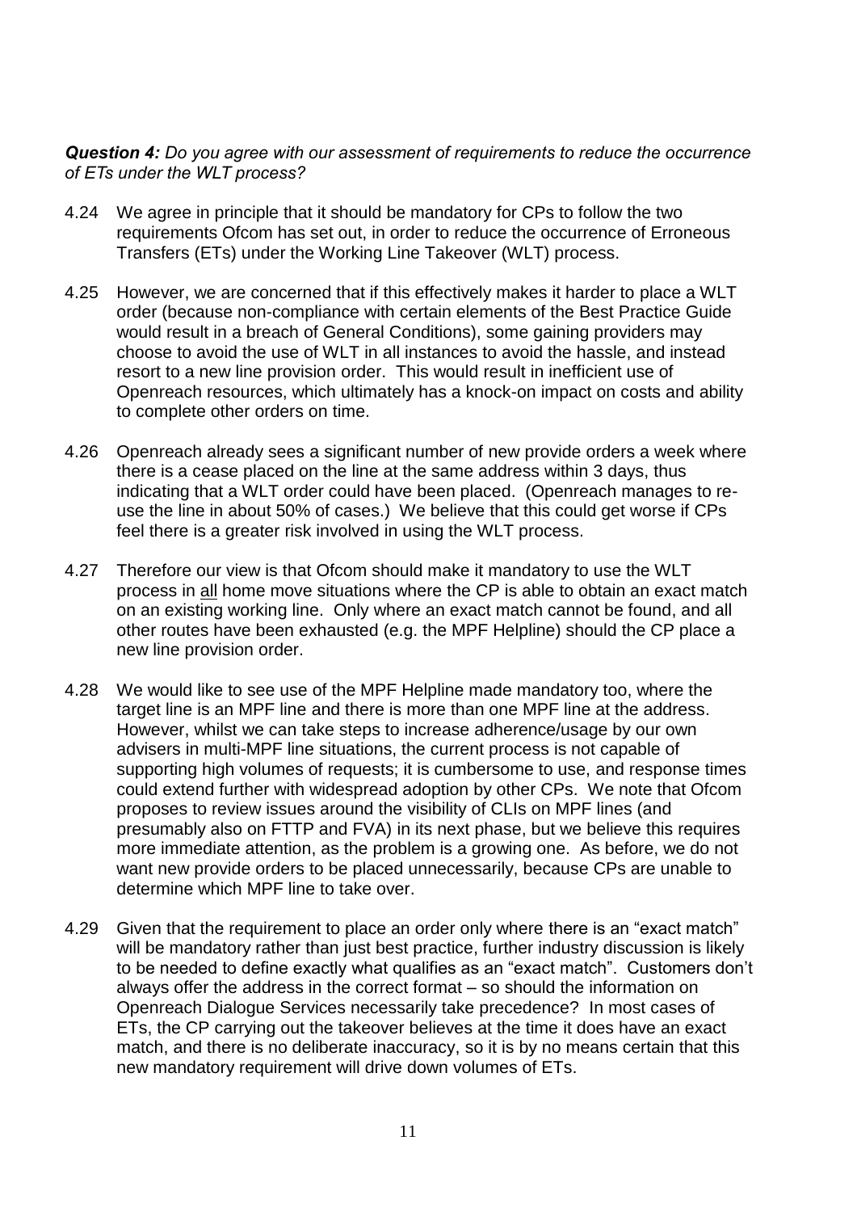***Question 4:** Do you agree with our assessment of requirements to reduce the occurrence of ETs under the WLT process?*

4.24 We agree in principle that it should be mandatory for CPs to follow the two requirements Ofcom has set out, in order to reduce the occurrence of Erroneous Transfers (ETs) under the Working Line Takeover (WLT) process.

4.25 However, we are concerned that if this effectively makes it harder to place a WLT order (because non-compliance with certain elements of the Best Practice Guide would result in a breach of General Conditions), some gaining providers may choose to avoid the use of WLT in all instances to avoid the hassle, and instead resort to a new line provision order. This would result in inefficient use of Openreach resources, which ultimately has a knock-on impact on costs and ability to complete other orders on time.

4.26 Openreach already sees a significant number of new provide orders a week where there is a cease placed on the line at the same address within 3 days, thus indicating that a WLT order could have been placed. (Openreach manages to re-use the line in about 50% of cases.) We believe that this could get worse if CPs feel there is a greater risk involved in using the WLT process.

4.27 Therefore our view is that Ofcom should make it mandatory to use the WLT process in <u>all</u> home move situations where the CP is able to obtain an exact match on an existing working line. Only where an exact match cannot be found, and all other routes have been exhausted (e.g. the MPF Helpline) should the CP place a new line provision order.

4.28 We would like to see use of the MPF Helpline made mandatory too, where the target line is an MPF line and there is more than one MPF line at the address. However, whilst we can take steps to increase adherence/usage by our own advisers in multi-MPF line situations, the current process is not capable of supporting high volumes of requests; it is cumbersome to use, and response times could extend further with widespread adoption by other CPs. We note that Ofcom proposes to review issues around the visibility of CLIs on MPF lines (and presumably also on FTTP and FVA) in its next phase, but we believe this requires more immediate attention, as the problem is a growing one. As before, we do not want new provide orders to be placed unnecessarily, because CPs are unable to determine which MPF line to take over.

4.29 Given that the requirement to place an order only where there is an "exact match" will be mandatory rather than just best practice, further industry discussion is likely to be needed to define exactly what qualifies as an "exact match". Customers don't always offer the address in the correct format – so should the information on Openreach Dialogue Services necessarily take precedence? In most cases of ETs, the CP carrying out the takeover believes at the time it does have an exact match, and there is no deliberate inaccuracy, so it is by no means certain that this new mandatory requirement will drive down volumes of ETs.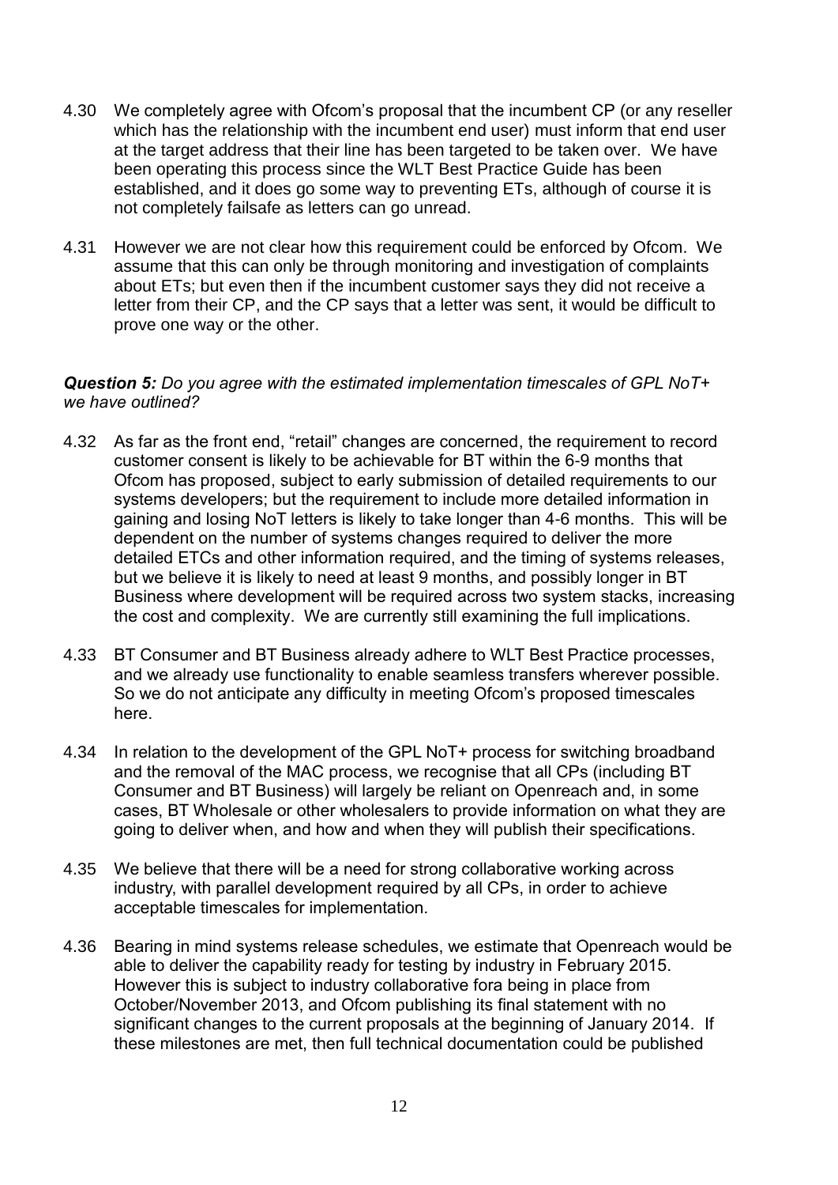4.30 We completely agree with Ofcom's proposal that the incumbent CP (or any reseller which has the relationship with the incumbent end user) must inform that end user at the target address that their line has been targeted to be taken over. We have been operating this process since the WLT Best Practice Guide has been established, and it does go some way to preventing ETs, although of course it is not completely failsafe as letters can go unread.

4.31 However we are not clear how this requirement could be enforced by Ofcom. We assume that this can only be through monitoring and investigation of complaints about ETs; but even then if the incumbent customer says they did not receive a letter from their CP, and the CP says that a letter was sent, it would be difficult to prove one way or the other.

***Question 5:*** *Do you agree with the estimated implementation timescales of GPL NoT+ we have outlined?*

4.32 As far as the front end, "retail" changes are concerned, the requirement to record customer consent is likely to be achievable for BT within the 6-9 months that Ofcom has proposed, subject to early submission of detailed requirements to our systems developers; but the requirement to include more detailed information in gaining and losing NoT letters is likely to take longer than 4-6 months. This will be dependent on the number of systems changes required to deliver the more detailed ETCs and other information required, and the timing of systems releases, but we believe it is likely to need at least 9 months, and possibly longer in BT Business where development will be required across two system stacks, increasing the cost and complexity. We are currently still examining the full implications.

4.33 BT Consumer and BT Business already adhere to WLT Best Practice processes, and we already use functionality to enable seamless transfers wherever possible. So we do not anticipate any difficulty in meeting Ofcom's proposed timescales here.

4.34 In relation to the development of the GPL NoT+ process for switching broadband and the removal of the MAC process, we recognise that all CPs (including BT Consumer and BT Business) will largely be reliant on Openreach and, in some cases, BT Wholesale or other wholesalers to provide information on what they are going to deliver when, and how and when they will publish their specifications.

4.35 We believe that there will be a need for strong collaborative working across industry, with parallel development required by all CPs, in order to achieve acceptable timescales for implementation.

4.36 Bearing in mind systems release schedules, we estimate that Openreach would be able to deliver the capability ready for testing by industry in February 2015. However this is subject to industry collaborative fora being in place from October/November 2013, and Ofcom publishing its final statement with no significant changes to the current proposals at the beginning of January 2014. If these milestones are met, then full technical documentation could be published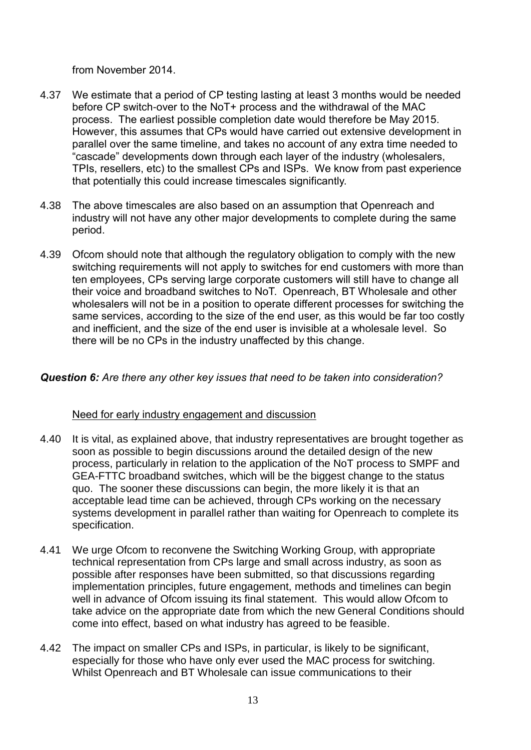from November 2014.

4.37 We estimate that a period of CP testing lasting at least 3 months would be needed before CP switch-over to the NoT+ process and the withdrawal of the MAC process. The earliest possible completion date would therefore be May 2015. However, this assumes that CPs would have carried out extensive development in parallel over the same timeline, and takes no account of any extra time needed to "cascade" developments down through each layer of the industry (wholesalers, TPIs, resellers, etc) to the smallest CPs and ISPs. We know from past experience that potentially this could increase timescales significantly.

4.38 The above timescales are also based on an assumption that Openreach and industry will not have any other major developments to complete during the same period.

4.39 Ofcom should note that although the regulatory obligation to comply with the new switching requirements will not apply to switches for end customers with more than ten employees, CPs serving large corporate customers will still have to change all their voice and broadband switches to NoT. Openreach, BT Wholesale and other wholesalers will not be in a position to operate different processes for switching the same services, according to the size of the end user, as this would be far too costly and inefficient, and the size of the end user is invisible at a wholesale level. So there will be no CPs in the industry unaffected by this change.

***Question 6:*** *Are there any other key issues that need to be taken into consideration?*

Need for early industry engagement and discussion

4.40 It is vital, as explained above, that industry representatives are brought together as soon as possible to begin discussions around the detailed design of the new process, particularly in relation to the application of the NoT process to SMPF and GEA-FTTC broadband switches, which will be the biggest change to the status quo. The sooner these discussions can begin, the more likely it is that an acceptable lead time can be achieved, through CPs working on the necessary systems development in parallel rather than waiting for Openreach to complete its specification.

4.41 We urge Ofcom to reconvene the Switching Working Group, with appropriate technical representation from CPs large and small across industry, as soon as possible after responses have been submitted, so that discussions regarding implementation principles, future engagement, methods and timelines can begin well in advance of Ofcom issuing its final statement. This would allow Ofcom to take advice on the appropriate date from which the new General Conditions should come into effect, based on what industry has agreed to be feasible.

4.42 The impact on smaller CPs and ISPs, in particular, is likely to be significant, especially for those who have only ever used the MAC process for switching. Whilst Openreach and BT Wholesale can issue communications to their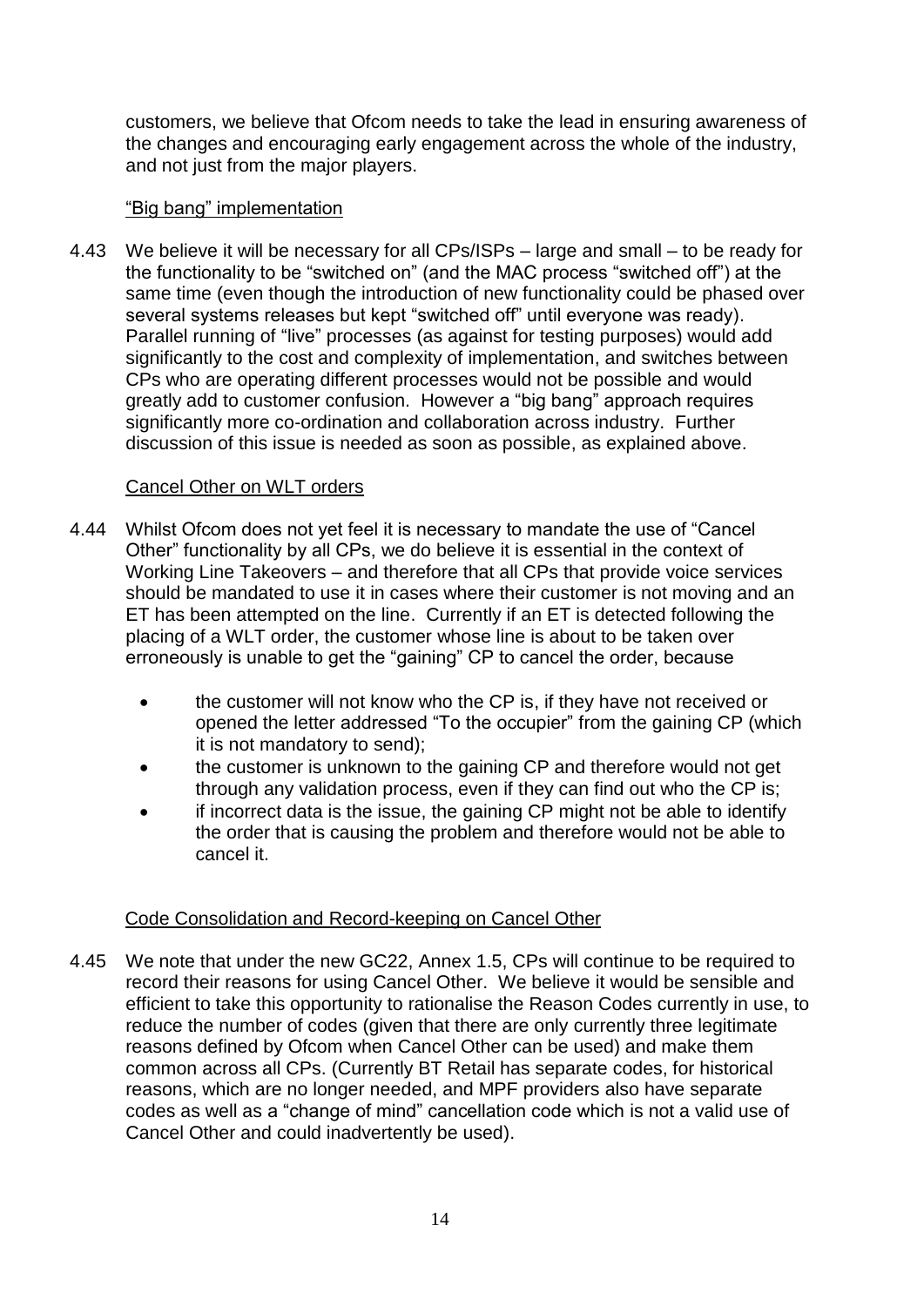customers, we believe that Ofcom needs to take the lead in ensuring awareness of the changes and encouraging early engagement across the whole of the industry, and not just from the major players.

"Big bang" implementation

4.43 We believe it will be necessary for all CPs/ISPs – large and small – to be ready for the functionality to be "switched on" (and the MAC process "switched off") at the same time (even though the introduction of new functionality could be phased over several systems releases but kept "switched off" until everyone was ready). Parallel running of "live" processes (as against for testing purposes) would add significantly to the cost and complexity of implementation, and switches between CPs who are operating different processes would not be possible and would greatly add to customer confusion. However a "big bang" approach requires significantly more co-ordination and collaboration across industry. Further discussion of this issue is needed as soon as possible, as explained above.

Cancel Other on WLT orders

4.44 Whilst Ofcom does not yet feel it is necessary to mandate the use of "Cancel Other" functionality by all CPs, we do believe it is essential in the context of Working Line Takeovers – and therefore that all CPs that provide voice services should be mandated to use it in cases where their customer is not moving and an ET has been attempted on the line. Currently if an ET is detected following the placing of a WLT order, the customer whose line is about to be taken over erroneously is unable to get the "gaining" CP to cancel the order, because

- the customer will not know who the CP is, if they have not received or opened the letter addressed "To the occupier" from the gaining CP (which it is not mandatory to send);
- the customer is unknown to the gaining CP and therefore would not get through any validation process, even if they can find out who the CP is;
- if incorrect data is the issue, the gaining CP might not be able to identify the order that is causing the problem and therefore would not be able to cancel it.

Code Consolidation and Record-keeping on Cancel Other

4.45 We note that under the new GC22, Annex 1.5, CPs will continue to be required to record their reasons for using Cancel Other. We believe it would be sensible and efficient to take this opportunity to rationalise the Reason Codes currently in use, to reduce the number of codes (given that there are only currently three legitimate reasons defined by Ofcom when Cancel Other can be used) and make them common across all CPs. (Currently BT Retail has separate codes, for historical reasons, which are no longer needed, and MPF providers also have separate codes as well as a "change of mind" cancellation code which is not a valid use of Cancel Other and could inadvertently be used).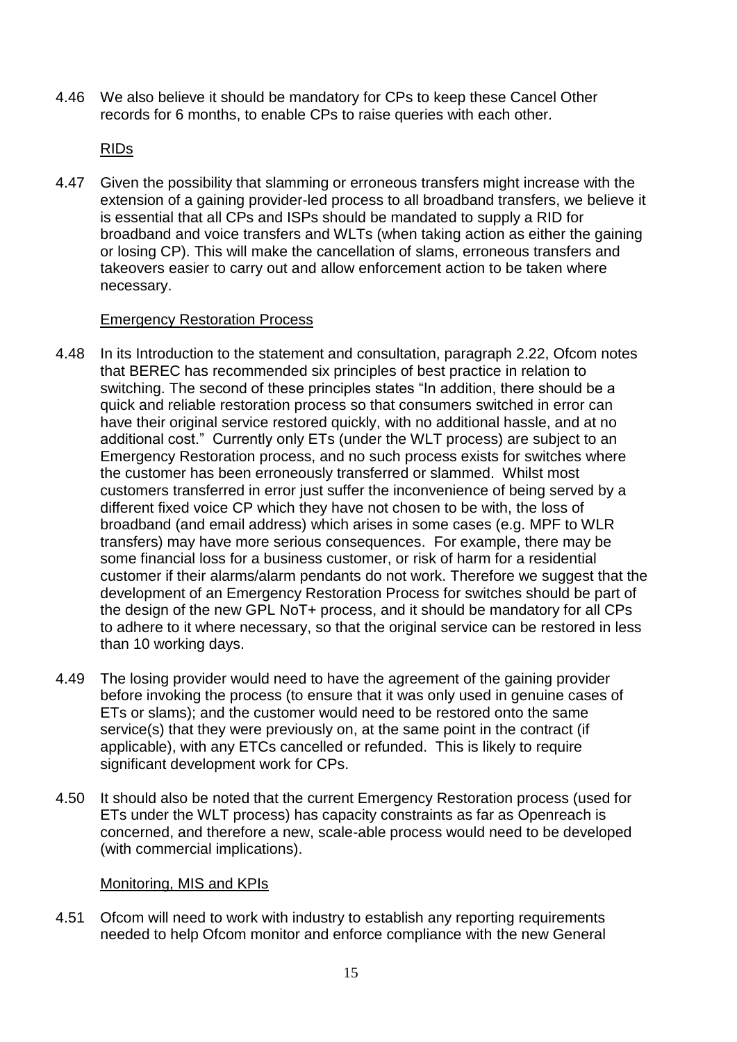4.46 We also believe it should be mandatory for CPs to keep these Cancel Other records for 6 months, to enable CPs to raise queries with each other.

<u>RIDs</u>

4.47 Given the possibility that slamming or erroneous transfers might increase with the extension of a gaining provider-led process to all broadband transfers, we believe it is essential that all CPs and ISPs should be mandated to supply a RID for broadband and voice transfers and WLTs (when taking action as either the gaining or losing CP). This will make the cancellation of slams, erroneous transfers and takeovers easier to carry out and allow enforcement action to be taken where necessary.

<u>Emergency Restoration Process</u>

4.48 In its Introduction to the statement and consultation, paragraph 2.22, Ofcom notes that BEREC has recommended six principles of best practice in relation to switching. The second of these principles states "In addition, there should be a quick and reliable restoration process so that consumers switched in error can have their original service restored quickly, with no additional hassle, and at no additional cost." Currently only ETs (under the WLT process) are subject to an Emergency Restoration process, and no such process exists for switches where the customer has been erroneously transferred or slammed. Whilst most customers transferred in error just suffer the inconvenience of being served by a different fixed voice CP which they have not chosen to be with, the loss of broadband (and email address) which arises in some cases (e.g. MPF to WLR transfers) may have more serious consequences. For example, there may be some financial loss for a business customer, or risk of harm for a residential customer if their alarms/alarm pendants do not work. Therefore we suggest that the development of an Emergency Restoration Process for switches should be part of the design of the new GPL NoT+ process, and it should be mandatory for all CPs to adhere to it where necessary, so that the original service can be restored in less than 10 working days.

4.49 The losing provider would need to have the agreement of the gaining provider before invoking the process (to ensure that it was only used in genuine cases of ETs or slams); and the customer would need to be restored onto the same service(s) that they were previously on, at the same point in the contract (if applicable), with any ETCs cancelled or refunded. This is likely to require significant development work for CPs.

4.50 It should also be noted that the current Emergency Restoration process (used for ETs under the WLT process) has capacity constraints as far as Openreach is concerned, and therefore a new, scale-able process would need to be developed (with commercial implications).

<u>Monitoring, MIS and KPIs</u>

4.51 Ofcom will need to work with industry to establish any reporting requirements needed to help Ofcom monitor and enforce compliance with the new General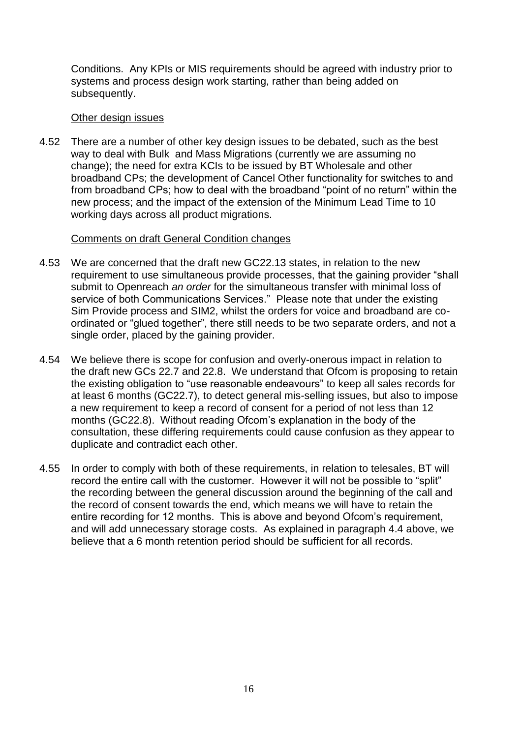Conditions. Any KPIs or MIS requirements should be agreed with industry prior to systems and process design work starting, rather than being added on subsequently.

Other design issues

4.52 There are a number of other key design issues to be debated, such as the best way to deal with Bulk and Mass Migrations (currently we are assuming no change); the need for extra KCIs to be issued by BT Wholesale and other broadband CPs; the development of Cancel Other functionality for switches to and from broadband CPs; how to deal with the broadband "point of no return" within the new process; and the impact of the extension of the Minimum Lead Time to 10 working days across all product migrations.

Comments on draft General Condition changes

4.53 We are concerned that the draft new GC22.13 states, in relation to the new requirement to use simultaneous provide processes, that the gaining provider "shall submit to Openreach *an order* for the simultaneous transfer with minimal loss of service of both Communications Services." Please note that under the existing Sim Provide process and SIM2, whilst the orders for voice and broadband are co-ordinated or "glued together", there still needs to be two separate orders, and not a single order, placed by the gaining provider.

4.54 We believe there is scope for confusion and overly-onerous impact in relation to the draft new GCs 22.7 and 22.8. We understand that Ofcom is proposing to retain the existing obligation to "use reasonable endeavours" to keep all sales records for at least 6 months (GC22.7), to detect general mis-selling issues, but also to impose a new requirement to keep a record of consent for a period of not less than 12 months (GC22.8). Without reading Ofcom's explanation in the body of the consultation, these differing requirements could cause confusion as they appear to duplicate and contradict each other.

4.55 In order to comply with both of these requirements, in relation to telesales, BT will record the entire call with the customer. However it will not be possible to "split" the recording between the general discussion around the beginning of the call and the record of consent towards the end, which means we will have to retain the entire recording for 12 months. This is above and beyond Ofcom's requirement, and will add unnecessary storage costs. As explained in paragraph 4.4 above, we believe that a 6 month retention period should be sufficient for all records.